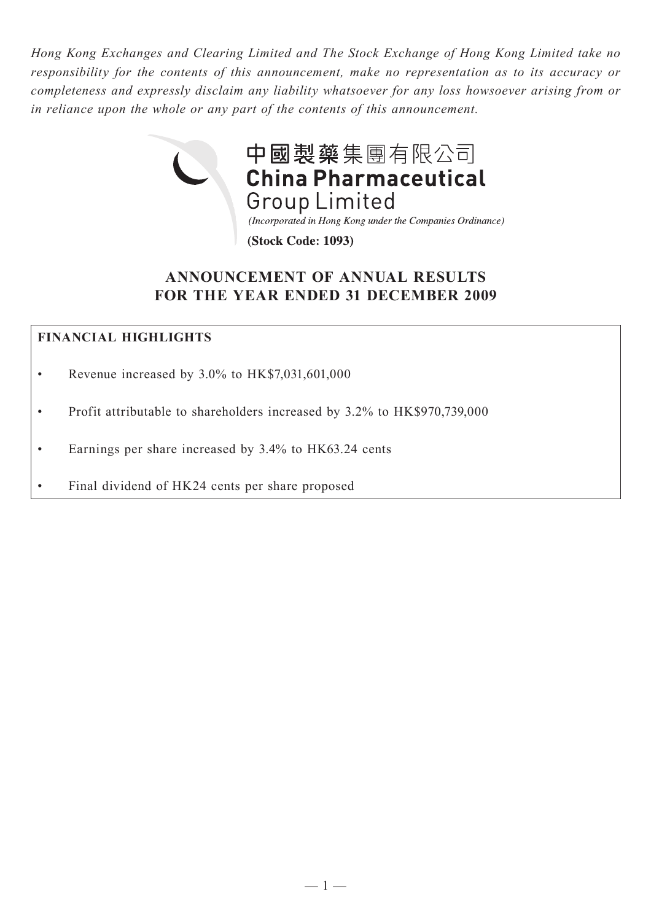*Hong Kong Exchanges and Clearing Limited and The Stock Exchange of Hong Kong Limited take no responsibility for the contents of this announcement, make no representation as to its accuracy or completeness and expressly disclaim any liability whatsoever for any loss howsoever arising from or in reliance upon the whole or any part of the contents of this announcement.*

中國製藥集團有限公司
**China Pharmaceutical Group Limited**

*(Incorporated in Hong Kong under the Companies Ordinance)*

**(Stock Code: 1093)**

# ANNOUNCEMENT OF ANNUAL RESULTS FOR THE YEAR ENDED 31 DECEMBER 2009

**FINANCIAL HIGHLIGHTS**

- Revenue increased by 3.0% to HK$7,031,601,000
- Profit attributable to shareholders increased by 3.2% to HK$970,739,000
- Earnings per share increased by 3.4% to HK63.24 cents
- Final dividend of HK24 cents per share proposed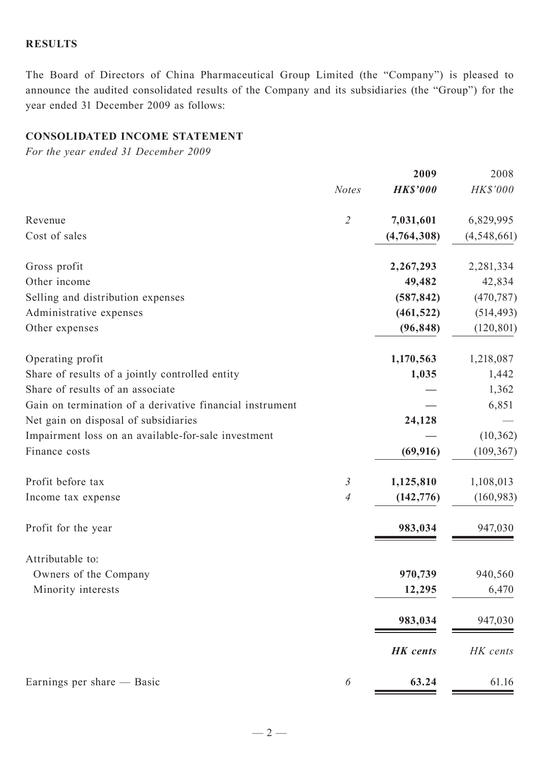## RESULTS

The Board of Directors of China Pharmaceutical Group Limited (the "Company") is pleased to announce the audited consolidated results of the Company and its subsidiaries (the "Group") for the year ended 31 December 2009 as follows:

### CONSOLIDATED INCOME STATEMENT

*For the year ended 31 December 2009*

| | Notes | 2009<br>HK$'000 | 2008<br>HK$'000 |
|---|---|---|---|
| Revenue | 2 | **7,031,601** | 6,829,995 |
| Cost of sales | | **(4,764,308)** | (4,548,661) |
| Gross profit | | **2,267,293** | 2,281,334 |
| Other income | | **49,482** | 42,834 |
| Selling and distribution expenses | | **(587,842)** | (470,787) |
| Administrative expenses | | **(461,522)** | (514,493) |
| Other expenses | | **(96,848)** | (120,801) |
| Operating profit | | **1,170,563** | 1,218,087 |
| Share of results of a jointly controlled entity | | **1,035** | 1,442 |
| Share of results of an associate | | **—** | 1,362 |
| Gain on termination of a derivative financial instrument | | **—** | 6,851 |
| Net gain on disposal of subsidiaries | | **24,128** | — |
| Impairment loss on an available-for-sale investment | | **—** | (10,362) |
| Finance costs | | **(69,916)** | (109,367) |
| Profit before tax | 3 | **1,125,810** | 1,108,013 |
| Income tax expense | 4 | **(142,776)** | (160,983) |
| Profit for the year | | **983,034** | 947,030 |
| Attributable to: | | | |
| Owners of the Company | | **970,739** | 940,560 |
| Minority interests | | **12,295** | 6,470 |
| | | **983,034** | 947,030 |
| | | ***HK cents*** | *HK cents* |
| Earnings per share — Basic | 6 | **63.24** | 61.16 |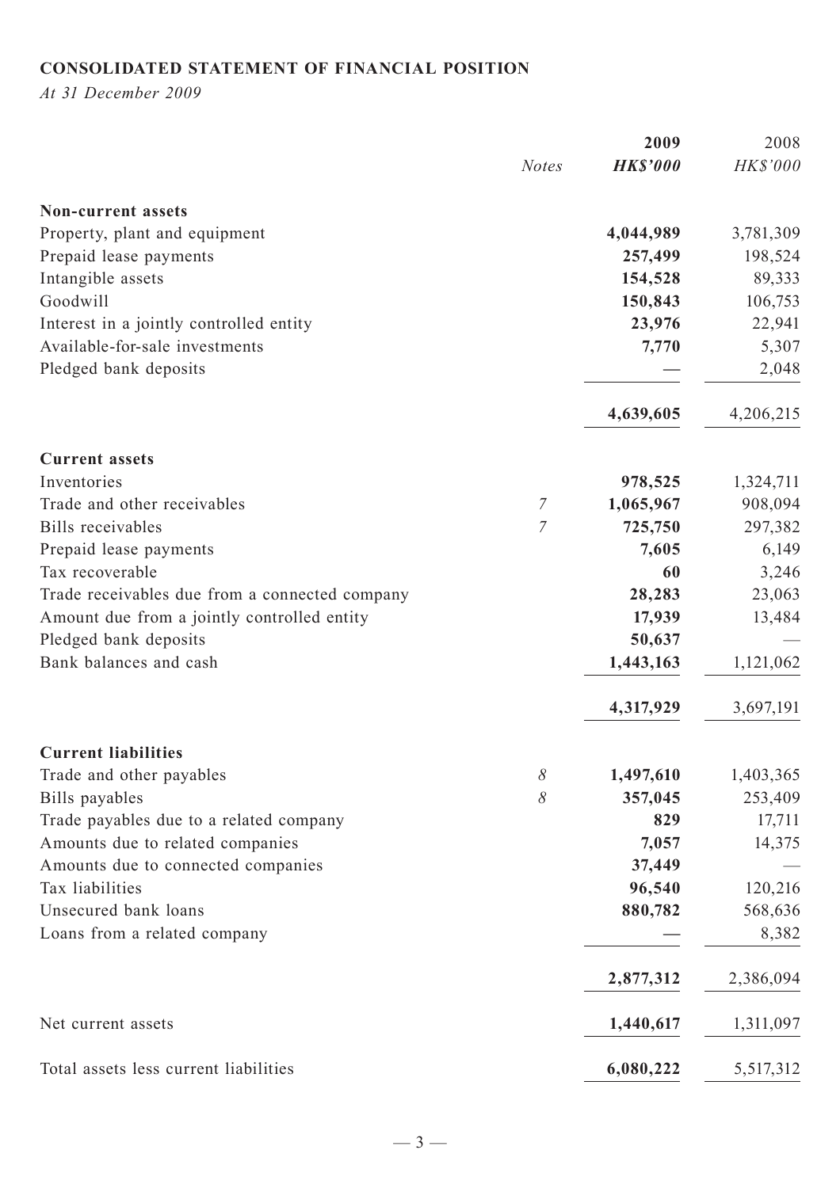## CONSOLIDATED STATEMENT OF FINANCIAL POSITION

*At 31 December 2009*

| | *Notes* | **2009** *HK$'000* | 2008 *HK$'000* |
|---|---|---|---|
| **Non-current assets** | | | |
| Property, plant and equipment | | **4,044,989** | 3,781,309 |
| Prepaid lease payments | | **257,499** | 198,524 |
| Intangible assets | | **154,528** | 89,333 |
| Goodwill | | **150,843** | 106,753 |
| Interest in a jointly controlled entity | | **23,976** | 22,941 |
| Available-for-sale investments | | **7,770** | 5,307 |
| Pledged bank deposits | | **—** | 2,048 |
| | | **4,639,605** | 4,206,215 |
| **Current assets** | | | |
| Inventories | | **978,525** | 1,324,711 |
| Trade and other receivables | 7 | **1,065,967** | 908,094 |
| Bills receivables | 7 | **725,750** | 297,382 |
| Prepaid lease payments | | **7,605** | 6,149 |
| Tax recoverable | | **60** | 3,246 |
| Trade receivables due from a connected company | | **28,283** | 23,063 |
| Amount due from a jointly controlled entity | | **17,939** | 13,484 |
| Pledged bank deposits | | **50,637** | — |
| Bank balances and cash | | **1,443,163** | 1,121,062 |
| | | **4,317,929** | 3,697,191 |
| **Current liabilities** | | | |
| Trade and other payables | 8 | **1,497,610** | 1,403,365 |
| Bills payables | 8 | **357,045** | 253,409 |
| Trade payables due to a related company | | **829** | 17,711 |
| Amounts due to related companies | | **7,057** | 14,375 |
| Amounts due to connected companies | | **37,449** | — |
| Tax liabilities | | **96,540** | 120,216 |
| Unsecured bank loans | | **880,782** | 568,636 |
| Loans from a related company | | **—** | 8,382 |
| | | **2,877,312** | 2,386,094 |
| Net current assets | | **1,440,617** | 1,311,097 |
| Total assets less current liabilities | | **6,080,222** | 5,517,312 |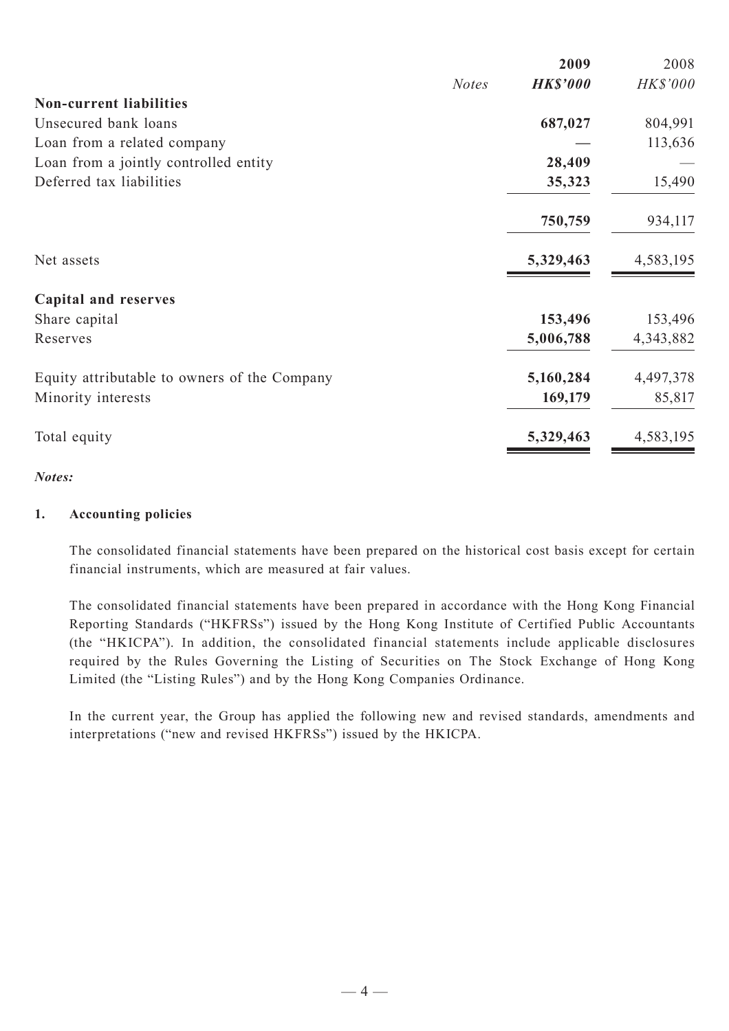| | Notes | 2009 | 2008 |
|---|---|---|---|
| | | ***HK$'000*** | *HK$'000* |
| **Non-current liabilities** | | | |
| Unsecured bank loans | | **687,027** | 804,991 |
| Loan from a related company | | **—** | 113,636 |
| Loan from a jointly controlled entity | | **28,409** | — |
| Deferred tax liabilities | | **35,323** | 15,490 |
| | | **750,759** | 934,117 |
| Net assets | | **5,329,463** | 4,583,195 |
| **Capital and reserves** | | | |
| Share capital | | **153,496** | 153,496 |
| Reserves | | **5,006,788** | 4,343,882 |
| Equity attributable to owners of the Company | | **5,160,284** | 4,497,378 |
| Minority interests | | **169,179** | 85,817 |
| Total equity | | **5,329,463** | 4,583,195 |

***Notes:***

**1. Accounting policies**

The consolidated financial statements have been prepared on the historical cost basis except for certain financial instruments, which are measured at fair values.

The consolidated financial statements have been prepared in accordance with the Hong Kong Financial Reporting Standards ("HKFRSs") issued by the Hong Kong Institute of Certified Public Accountants (the "HKICPA"). In addition, the consolidated financial statements include applicable disclosures required by the Rules Governing the Listing of Securities on The Stock Exchange of Hong Kong Limited (the "Listing Rules") and by the Hong Kong Companies Ordinance.

In the current year, the Group has applied the following new and revised standards, amendments and interpretations ("new and revised HKFRSs") issued by the HKICPA.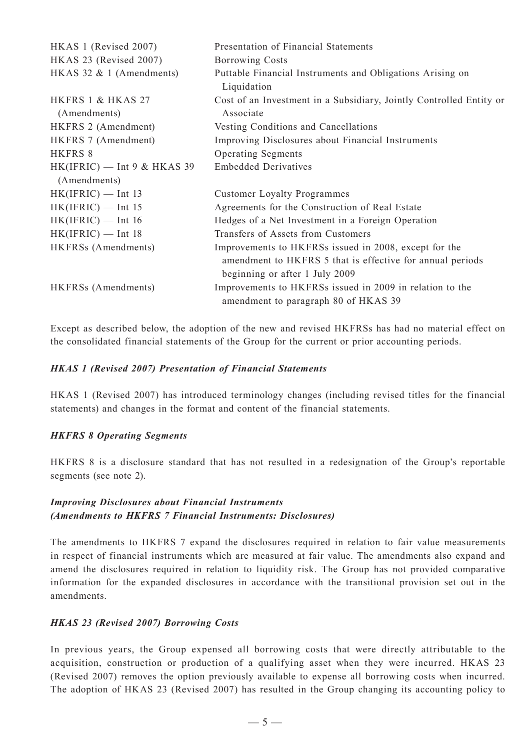| | |
|---|---|
| HKAS 1 (Revised 2007) | Presentation of Financial Statements |
| HKAS 23 (Revised 2007) | Borrowing Costs |
| HKAS 32 & 1 (Amendments) | Puttable Financial Instruments and Obligations Arising on Liquidation |
| HKFRS 1 & HKAS 27 (Amendments) | Cost of an Investment in a Subsidiary, Jointly Controlled Entity or Associate |
| HKFRS 2 (Amendment) | Vesting Conditions and Cancellations |
| HKFRS 7 (Amendment) | Improving Disclosures about Financial Instruments |
| HKFRS 8 | Operating Segments |
| HK(IFRIC) — Int 9 & HKAS 39 (Amendments) | Embedded Derivatives |
| HK(IFRIC) — Int 13 | Customer Loyalty Programmes |
| HK(IFRIC) — Int 15 | Agreements for the Construction of Real Estate |
| HK(IFRIC) — Int 16 | Hedges of a Net Investment in a Foreign Operation |
| HK(IFRIC) — Int 18 | Transfers of Assets from Customers |
| HKFRSs (Amendments) | Improvements to HKFRSs issued in 2008, except for the amendment to HKFRS 5 that is effective for annual periods beginning or after 1 July 2009 |
| HKFRSs (Amendments) | Improvements to HKFRSs issued in 2009 in relation to the amendment to paragraph 80 of HKAS 39 |

Except as described below, the adoption of the new and revised HKFRSs has had no material effect on the consolidated financial statements of the Group for the current or prior accounting periods.

***HKAS 1 (Revised 2007) Presentation of Financial Statements***

HKAS 1 (Revised 2007) has introduced terminology changes (including revised titles for the financial statements) and changes in the format and content of the financial statements.

***HKFRS 8 Operating Segments***

HKFRS 8 is a disclosure standard that has not resulted in a redesignation of the Group's reportable segments (see note 2).

***Improving Disclosures about Financial Instruments (Amendments to HKFRS 7 Financial Instruments: Disclosures)***

The amendments to HKFRS 7 expand the disclosures required in relation to fair value measurements in respect of financial instruments which are measured at fair value. The amendments also expand and amend the disclosures required in relation to liquidity risk. The Group has not provided comparative information for the expanded disclosures in accordance with the transitional provision set out in the amendments.

***HKAS 23 (Revised 2007) Borrowing Costs***

In previous years, the Group expensed all borrowing costs that were directly attributable to the acquisition, construction or production of a qualifying asset when they were incurred. HKAS 23 (Revised 2007) removes the option previously available to expense all borrowing costs when incurred. The adoption of HKAS 23 (Revised 2007) has resulted in the Group changing its accounting policy to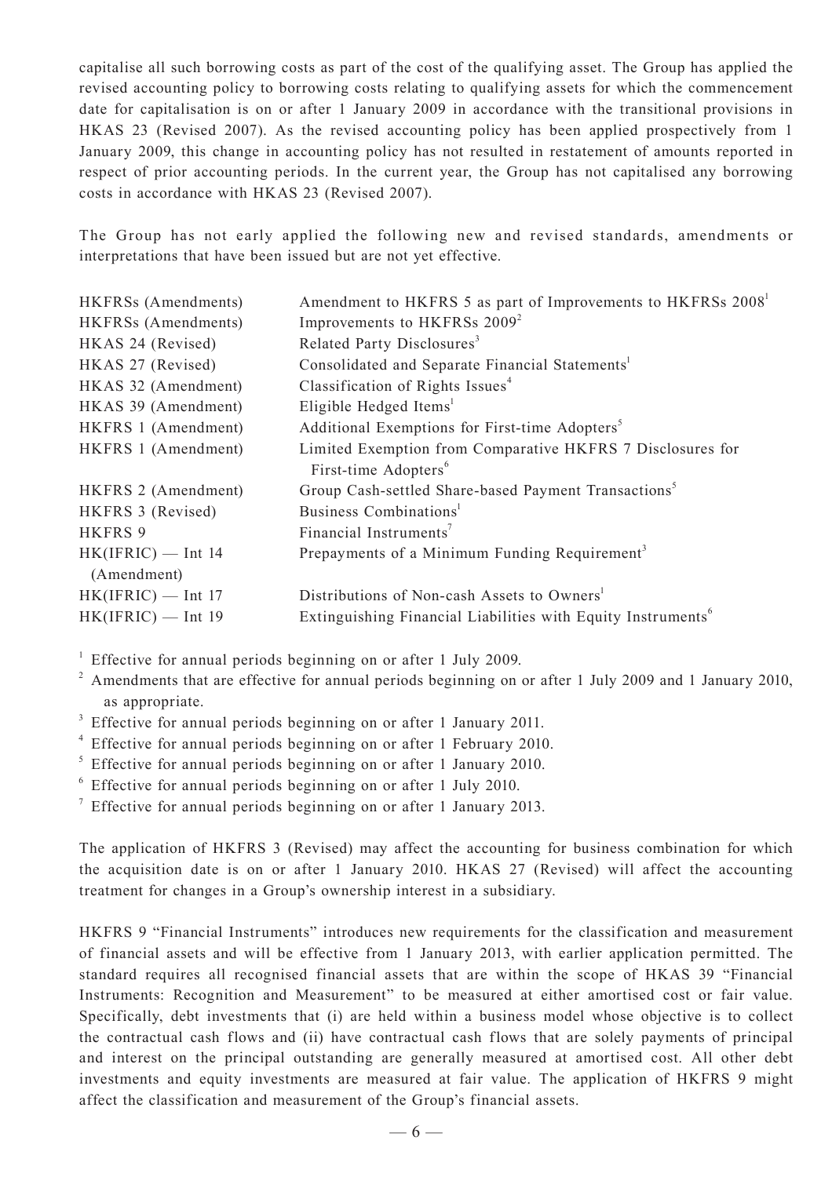capitalise all such borrowing costs as part of the cost of the qualifying asset. The Group has applied the revised accounting policy to borrowing costs relating to qualifying assets for which the commencement date for capitalisation is on or after 1 January 2009 in accordance with the transitional provisions in HKAS 23 (Revised 2007). As the revised accounting policy has been applied prospectively from 1 January 2009, this change in accounting policy has not resulted in restatement of amounts reported in respect of prior accounting periods. In the current year, the Group has not capitalised any borrowing costs in accordance with HKAS 23 (Revised 2007).

The Group has not early applied the following new and revised standards, amendments or interpretations that have been issued but are not yet effective.

| | |
|---|---|
| HKFRSs (Amendments) | Amendment to HKFRS 5 as part of Improvements to HKFRSs 2008[1] |
| HKFRSs (Amendments) | Improvements to HKFRSs 2009[2] |
| HKAS 24 (Revised) | Related Party Disclosures[3] |
| HKAS 27 (Revised) | Consolidated and Separate Financial Statements[1] |
| HKAS 32 (Amendment) | Classification of Rights Issues[4] |
| HKAS 39 (Amendment) | Eligible Hedged Items[1] |
| HKFRS 1 (Amendment) | Additional Exemptions for First-time Adopters[5] |
| HKFRS 1 (Amendment) | Limited Exemption from Comparative HKFRS 7 Disclosures for First-time Adopters[6] |
| HKFRS 2 (Amendment) | Group Cash-settled Share-based Payment Transactions[5] |
| HKFRS 3 (Revised) | Business Combinations[1] |
| HKFRS 9 | Financial Instruments[7] |
| HK(IFRIC) — Int 14 (Amendment) | Prepayments of a Minimum Funding Requirement[3] |
| HK(IFRIC) — Int 17 | Distributions of Non-cash Assets to Owners[1] |
| HK(IFRIC) — Int 19 | Extinguishing Financial Liabilities with Equity Instruments[6] |

[1] Effective for annual periods beginning on or after 1 July 2009.

[2] Amendments that are effective for annual periods beginning on or after 1 July 2009 and 1 January 2010, as appropriate.

[3] Effective for annual periods beginning on or after 1 January 2011.

[4] Effective for annual periods beginning on or after 1 February 2010.

[5] Effective for annual periods beginning on or after 1 January 2010.

[6] Effective for annual periods beginning on or after 1 July 2010.

[7] Effective for annual periods beginning on or after 1 January 2013.

The application of HKFRS 3 (Revised) may affect the accounting for business combination for which the acquisition date is on or after 1 January 2010. HKAS 27 (Revised) will affect the accounting treatment for changes in a Group's ownership interest in a subsidiary.

HKFRS 9 "Financial Instruments" introduces new requirements for the classification and measurement of financial assets and will be effective from 1 January 2013, with earlier application permitted. The standard requires all recognised financial assets that are within the scope of HKAS 39 "Financial Instruments: Recognition and Measurement" to be measured at either amortised cost or fair value. Specifically, debt investments that (i) are held within a business model whose objective is to collect the contractual cash flows and (ii) have contractual cash flows that are solely payments of principal and interest on the principal outstanding are generally measured at amortised cost. All other debt investments and equity investments are measured at fair value. The application of HKFRS 9 might affect the classification and measurement of the Group's financial assets.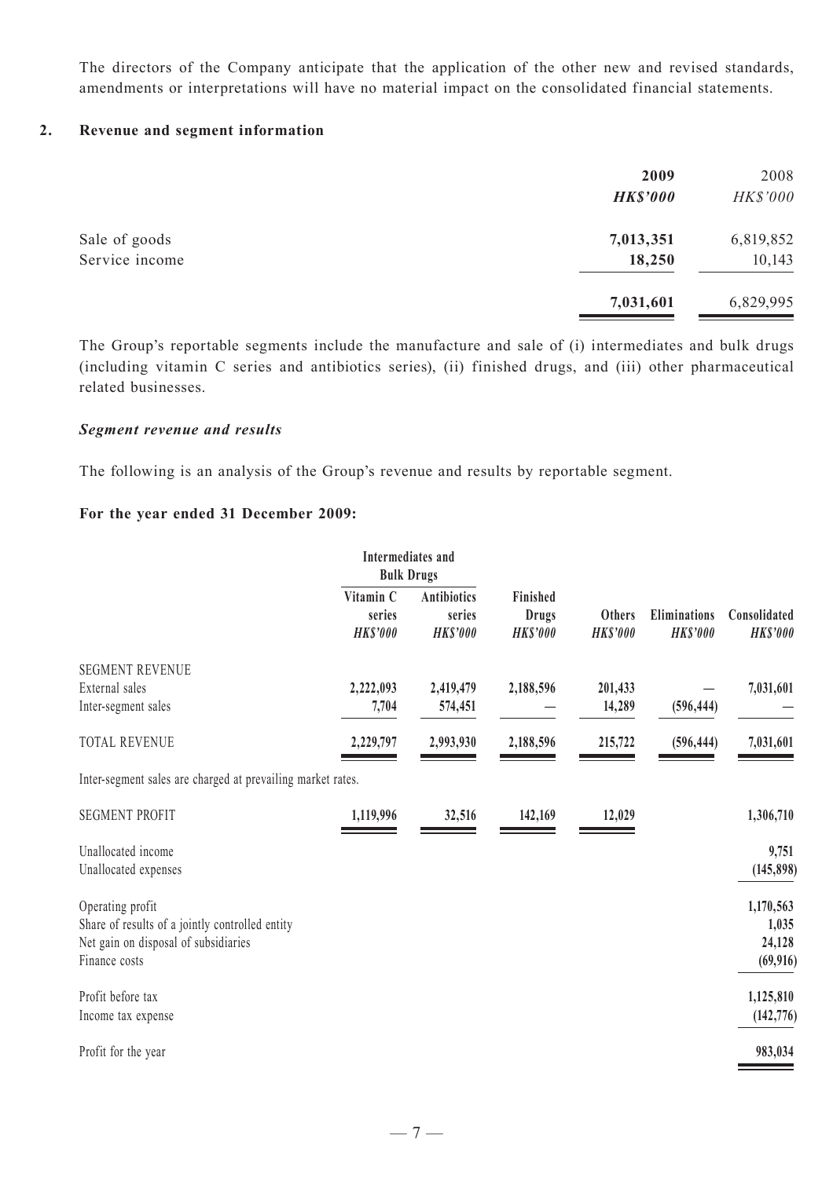The directors of the Company anticipate that the application of the other new and revised standards, amendments or interpretations will have no material impact on the consolidated financial statements.

## 2. Revenue and segment information

| | 2009 | 2008 |
|---|---|---|
| | ***HK$'000*** | *HK$'000* |
| Sale of goods | **7,013,351** | 6,819,852 |
| Service income | **18,250** | 10,143 |
| | **7,031,601** | 6,829,995 |

The Group's reportable segments include the manufacture and sale of (i) intermediates and bulk drugs (including vitamin C series and antibiotics series), (ii) finished drugs, and (iii) other pharmaceutical related businesses.

### *Segment revenue and results*

The following is an analysis of the Group's revenue and results by reportable segment.

**For the year ended 31 December 2009:**

| | Intermediates and Bulk Drugs | | | | | |
|---|---|---|---|---|---|---|
| | Vitamin C series *HK$'000* | Antibiotics series *HK$'000* | Finished Drugs *HK$'000* | Others *HK$'000* | Eliminations *HK$'000* | Consolidated *HK$'000* |
| SEGMENT REVENUE | | | | | | |
| External sales | 2,222,093 | 2,419,479 | 2,188,596 | 201,433 | — | 7,031,601 |
| Inter-segment sales | 7,704 | 574,451 | — | 14,289 | (596,444) | — |
| TOTAL REVENUE | 2,229,797 | 2,993,930 | 2,188,596 | 215,722 | (596,444) | 7,031,601 |
| Inter-segment sales are charged at prevailing market rates. | | | | | | |
| SEGMENT PROFIT | 1,119,996 | 32,516 | 142,169 | 12,029 | | 1,306,710 |
| Unallocated income | | | | | | 9,751 |
| Unallocated expenses | | | | | | (145,898) |
| Operating profit | | | | | | 1,170,563 |
| Share of results of a jointly controlled entity | | | | | | 1,035 |
| Net gain on disposal of subsidiaries | | | | | | 24,128 |
| Finance costs | | | | | | (69,916) |
| Profit before tax | | | | | | 1,125,810 |
| Income tax expense | | | | | | (142,776) |
| Profit for the year | | | | | | 983,034 |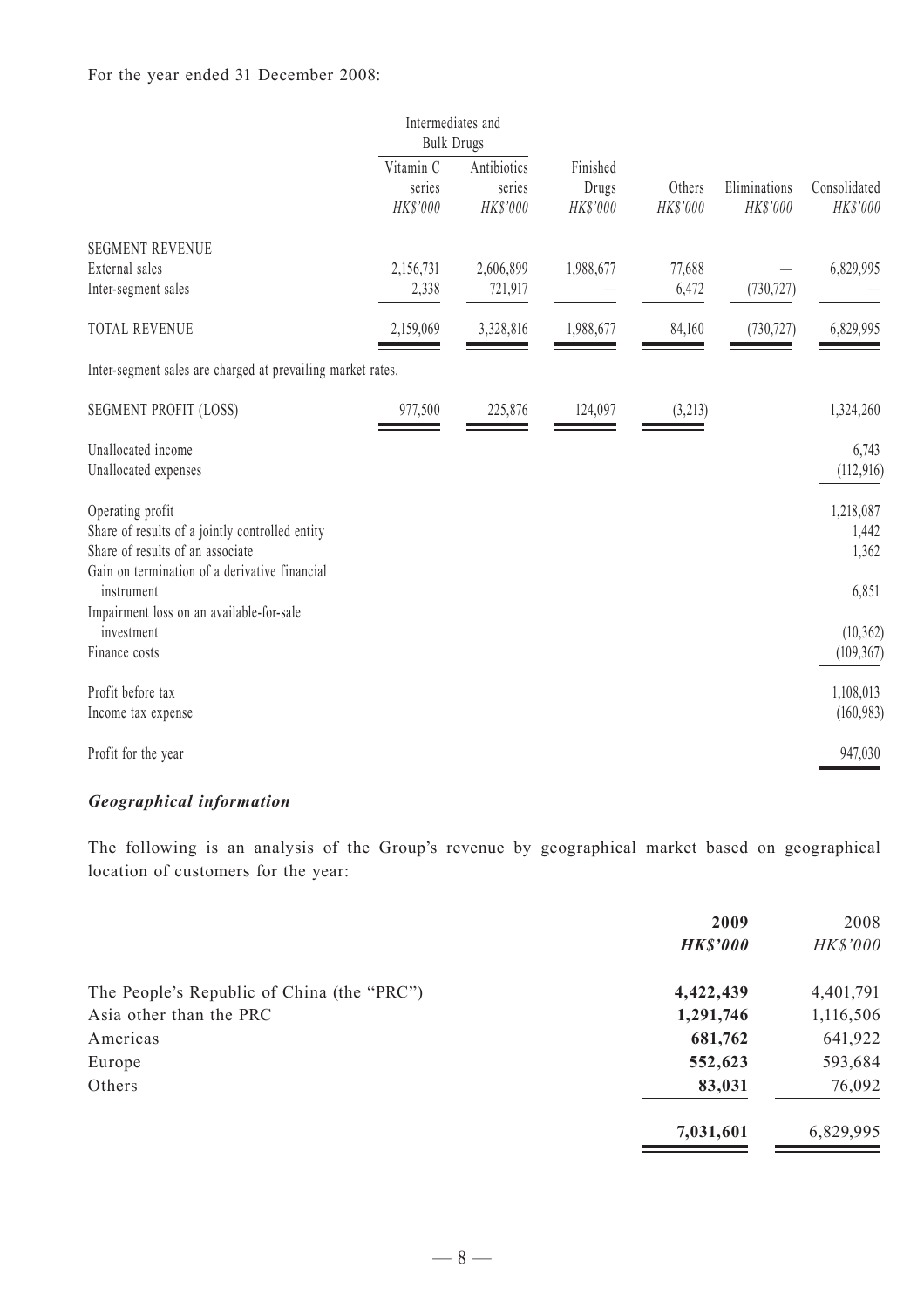For the year ended 31 December 2008:

| | Intermediates and Bulk Drugs | | | | | |
|---|---|---|---|---|---|---|
| | Vitamin C series *HK$'000* | Antibiotics series *HK$'000* | Finished Drugs *HK$'000* | Others *HK$'000* | Eliminations *HK$'000* | Consolidated *HK$'000* |
| SEGMENT REVENUE | | | | | | |
| External sales | 2,156,731 | 2,606,899 | 1,988,677 | 77,688 | — | 6,829,995 |
| Inter-segment sales | 2,338 | 721,917 | — | 6,472 | (730,727) | — |
| TOTAL REVENUE | 2,159,069 | 3,328,816 | 1,988,677 | 84,160 | (730,727) | 6,829,995 |
| Inter-segment sales are charged at prevailing market rates. | | | | | | |
| SEGMENT PROFIT (LOSS) | 977,500 | 225,876 | 124,097 | (3,213) | | 1,324,260 |
| Unallocated income | | | | | | 6,743 |
| Unallocated expenses | | | | | | (112,916) |
| Operating profit | | | | | | 1,218,087 |
| Share of results of a jointly controlled entity | | | | | | 1,442 |
| Share of results of an associate | | | | | | 1,362 |
| Gain on termination of a derivative financial instrument | | | | | | 6,851 |
| Impairment loss on an available-for-sale investment | | | | | | (10,362) |
| Finance costs | | | | | | (109,367) |
| Profit before tax | | | | | | 1,108,013 |
| Income tax expense | | | | | | (160,983) |
| Profit for the year | | | | | | 947,030 |

### *Geographical information*

The following is an analysis of the Group's revenue by geographical market based on geographical location of customers for the year:

| | **2009** *HK$'000* | 2008 *HK$'000* |
|---|---|---|
| The People's Republic of China (the "PRC") | **4,422,439** | 4,401,791 |
| Asia other than the PRC | **1,291,746** | 1,116,506 |
| Americas | **681,762** | 641,922 |
| Europe | **552,623** | 593,684 |
| Others | **83,031** | 76,092 |
| | **7,031,601** | 6,829,995 |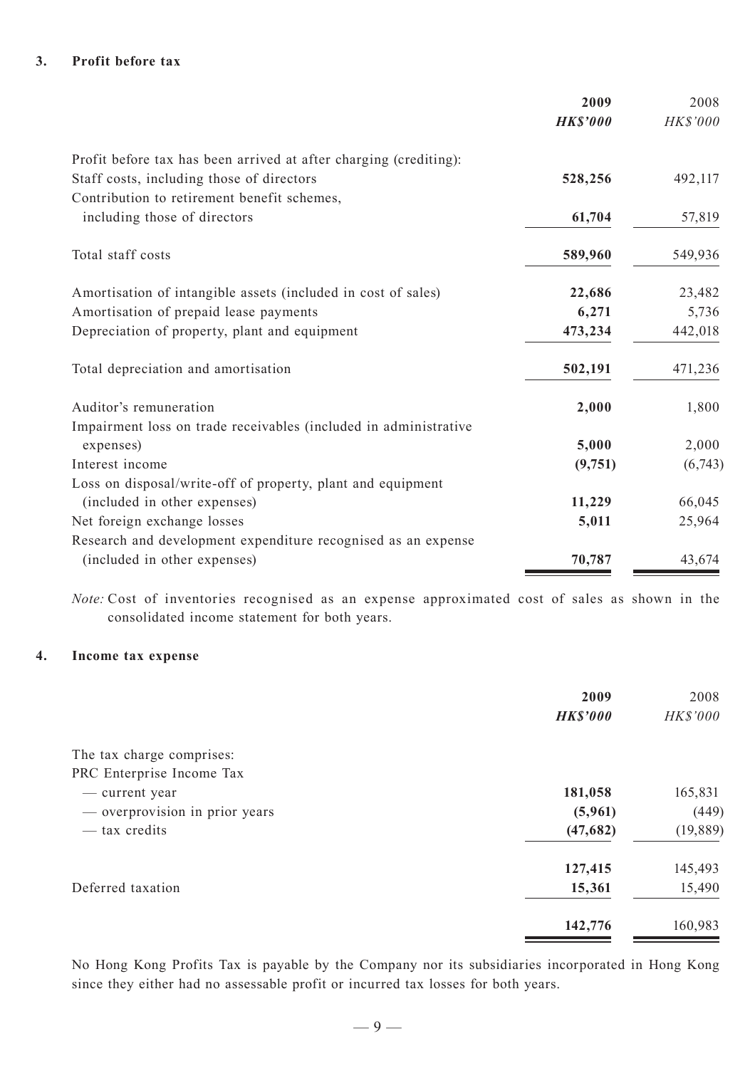### 3. Profit before tax

| | **2009** | 2008 |
|---|---|---|
| | ***HK$'000*** | *HK$'000* |
| Profit before tax has been arrived at after charging (crediting): | | |
| Staff costs, including those of directors | **528,256** | 492,117 |
| Contribution to retirement benefit schemes, including those of directors | **61,704** | 57,819 |
| Total staff costs | **589,960** | 549,936 |
| Amortisation of intangible assets (included in cost of sales) | **22,686** | 23,482 |
| Amortisation of prepaid lease payments | **6,271** | 5,736 |
| Depreciation of property, plant and equipment | **473,234** | 442,018 |
| Total depreciation and amortisation | **502,191** | 471,236 |
| Auditor's remuneration | **2,000** | 1,800 |
| Impairment loss on trade receivables (included in administrative expenses) | **5,000** | 2,000 |
| Interest income | **(9,751)** | (6,743) |
| Loss on disposal/write-off of property, plant and equipment (included in other expenses) | **11,229** | 66,045 |
| Net foreign exchange losses | **5,011** | 25,964 |
| Research and development expenditure recognised as an expense (included in other expenses) | **70,787** | 43,674 |

*Note:* Cost of inventories recognised as an expense approximated cost of sales as shown in the consolidated income statement for both years.

### 4. Income tax expense

| | **2009** | 2008 |
|---|---|---|
| | ***HK$'000*** | *HK$'000* |
| The tax charge comprises: | | |
| PRC Enterprise Income Tax | | |
| — current year | **181,058** | 165,831 |
| — overprovision in prior years | **(5,961)** | (449) |
| — tax credits | **(47,682)** | (19,889) |
| | **127,415** | 145,493 |
| Deferred taxation | **15,361** | 15,490 |
| | **142,776** | 160,983 |

No Hong Kong Profits Tax is payable by the Company nor its subsidiaries incorporated in Hong Kong since they either had no assessable profit or incurred tax losses for both years.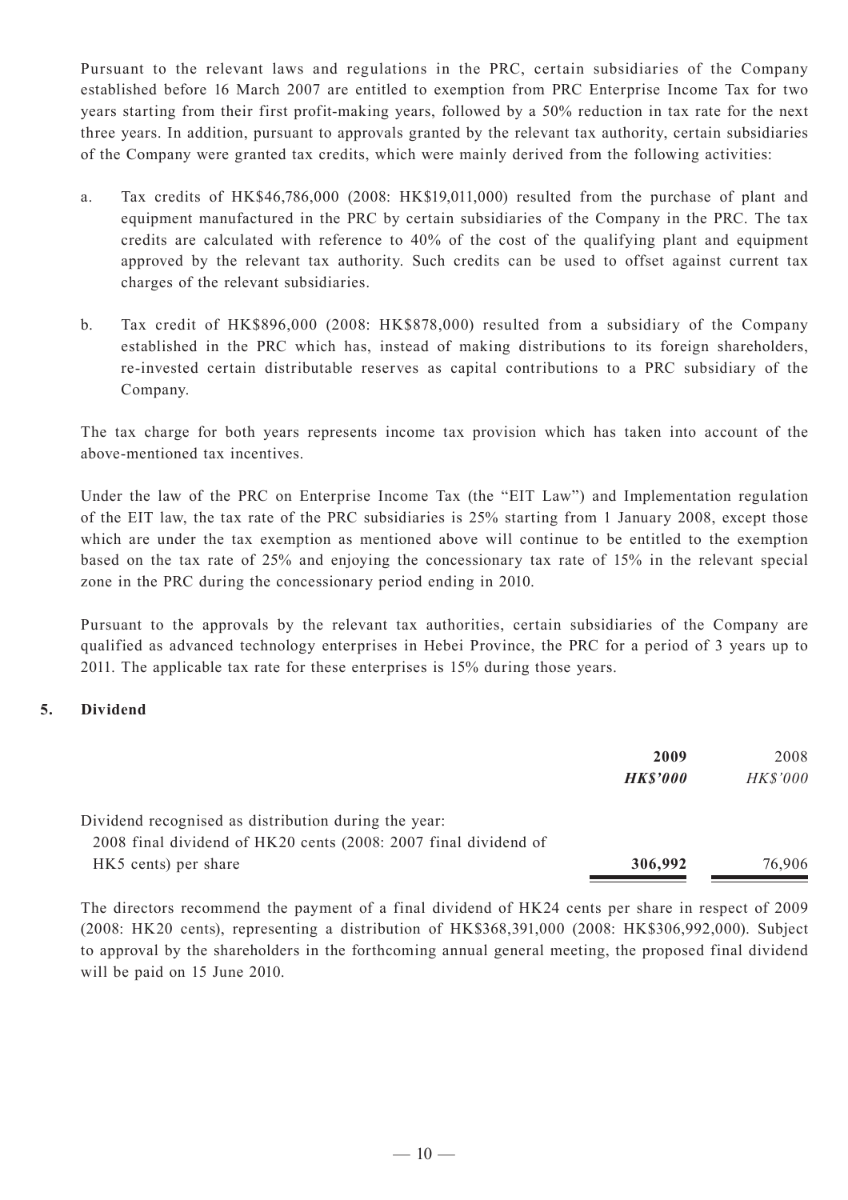Pursuant to the relevant laws and regulations in the PRC, certain subsidiaries of the Company established before 16 March 2007 are entitled to exemption from PRC Enterprise Income Tax for two years starting from their first profit-making years, followed by a 50% reduction in tax rate for the next three years. In addition, pursuant to approvals granted by the relevant tax authority, certain subsidiaries of the Company were granted tax credits, which were mainly derived from the following activities:

a. Tax credits of HK$46,786,000 (2008: HK$19,011,000) resulted from the purchase of plant and equipment manufactured in the PRC by certain subsidiaries of the Company in the PRC. The tax credits are calculated with reference to 40% of the cost of the qualifying plant and equipment approved by the relevant tax authority. Such credits can be used to offset against current tax charges of the relevant subsidiaries.

b. Tax credit of HK$896,000 (2008: HK$878,000) resulted from a subsidiary of the Company established in the PRC which has, instead of making distributions to its foreign shareholders, re-invested certain distributable reserves as capital contributions to a PRC subsidiary of the Company.

The tax charge for both years represents income tax provision which has taken into account of the above-mentioned tax incentives.

Under the law of the PRC on Enterprise Income Tax (the "EIT Law") and Implementation regulation of the EIT law, the tax rate of the PRC subsidiaries is 25% starting from 1 January 2008, except those which are under the tax exemption as mentioned above will continue to be entitled to the exemption based on the tax rate of 25% and enjoying the concessionary tax rate of 15% in the relevant special zone in the PRC during the concessionary period ending in 2010.

Pursuant to the approvals by the relevant tax authorities, certain subsidiaries of the Company are qualified as advanced technology enterprises in Hebei Province, the PRC for a period of 3 years up to 2011. The applicable tax rate for these enterprises is 15% during those years.

## 5. Dividend

| | **2009** | 2008 |
|---|---|---|
| | ***HK$'000*** | *HK$'000* |
| Dividend recognised as distribution during the year: | | |
| 2008 final dividend of HK20 cents (2008: 2007 final dividend of HK5 cents) per share | **306,992** | 76,906 |

The directors recommend the payment of a final dividend of HK24 cents per share in respect of 2009 (2008: HK20 cents), representing a distribution of HK$368,391,000 (2008: HK$306,992,000). Subject to approval by the shareholders in the forthcoming annual general meeting, the proposed final dividend will be paid on 15 June 2010.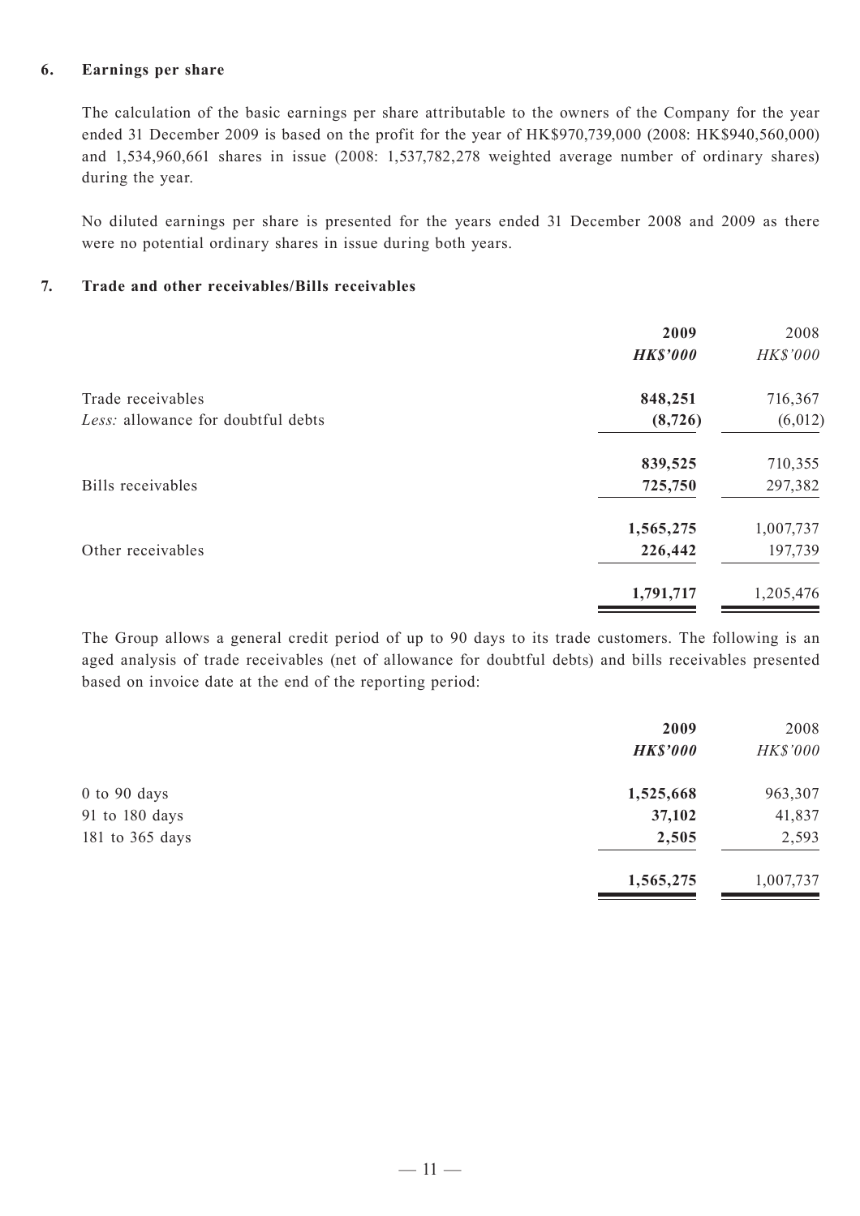### 6. Earnings per share

The calculation of the basic earnings per share attributable to the owners of the Company for the year ended 31 December 2009 is based on the profit for the year of HK$970,739,000 (2008: HK$940,560,000) and 1,534,960,661 shares in issue (2008: 1,537,782,278 weighted average number of ordinary shares) during the year.

No diluted earnings per share is presented for the years ended 31 December 2008 and 2009 as there were no potential ordinary shares in issue during both years.

### 7. Trade and other receivables/Bills receivables

| | **2009** | 2008 |
|---|---|---|
| | ***HK$'000*** | *HK$'000* |
| Trade receivables | **848,251** | 716,367 |
| *Less:* allowance for doubtful debts | **(8,726)** | (6,012) |
| | **839,525** | 710,355 |
| Bills receivables | **725,750** | 297,382 |
| | **1,565,275** | 1,007,737 |
| Other receivables | **226,442** | 197,739 |
| | **1,791,717** | 1,205,476 |

The Group allows a general credit period of up to 90 days to its trade customers. The following is an aged analysis of trade receivables (net of allowance for doubtful debts) and bills receivables presented based on invoice date at the end of the reporting period:

| | **2009** | 2008 |
|---|---|---|
| | ***HK$'000*** | *HK$'000* |
| 0 to 90 days | **1,525,668** | 963,307 |
| 91 to 180 days | **37,102** | 41,837 |
| 181 to 365 days | **2,505** | 2,593 |
| | **1,565,275** | 1,007,737 |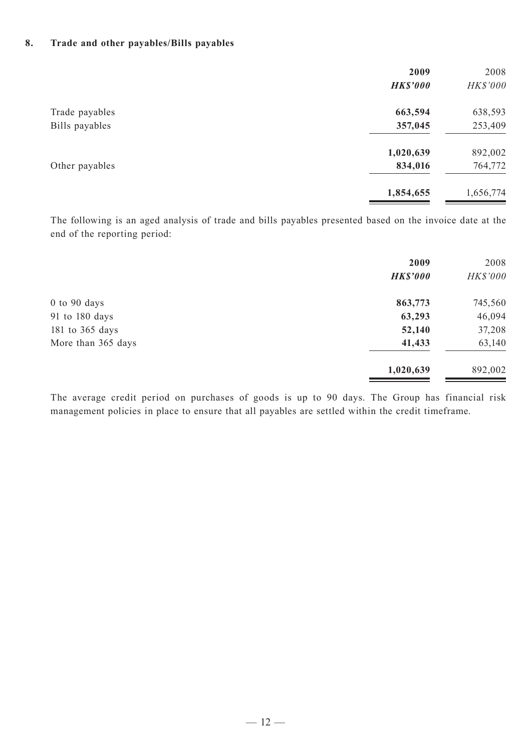## 8. Trade and other payables/Bills payables

| | 2009 | 2008 |
|---|---|---|
| | ***HK$'000*** | *HK$'000* |
| Trade payables | **663,594** | 638,593 |
| Bills payables | **357,045** | 253,409 |
| | **1,020,639** | 892,002 |
| Other payables | **834,016** | 764,772 |
| | **1,854,655** | 1,656,774 |

The following is an aged analysis of trade and bills payables presented based on the invoice date at the end of the reporting period:

| | 2009 | 2008 |
|---|---|---|
| | ***HK$'000*** | *HK$'000* |
| 0 to 90 days | **863,773** | 745,560 |
| 91 to 180 days | **63,293** | 46,094 |
| 181 to 365 days | **52,140** | 37,208 |
| More than 365 days | **41,433** | 63,140 |
| | **1,020,639** | 892,002 |

The average credit period on purchases of goods is up to 90 days. The Group has financial risk management policies in place to ensure that all payables are settled within the credit timeframe.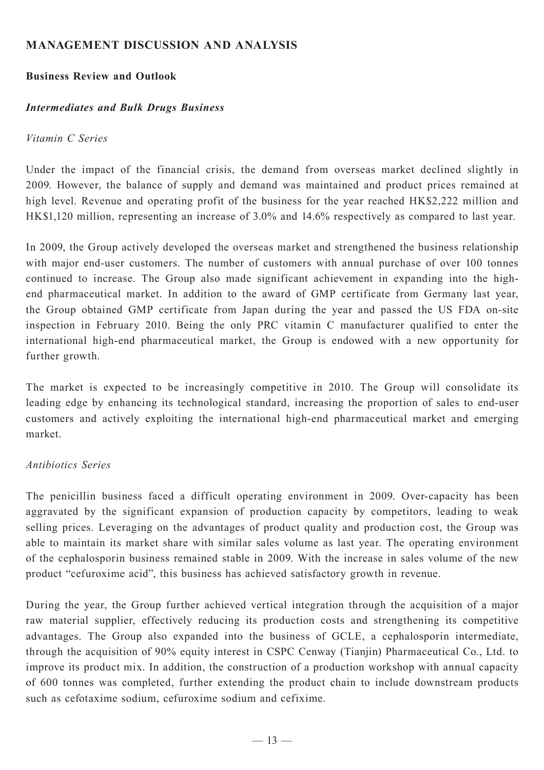## MANAGEMENT DISCUSSION AND ANALYSIS

### Business Review and Outlook

#### *Intermediates and Bulk Drugs Business*

*Vitamin C Series*

Under the impact of the financial crisis, the demand from overseas market declined slightly in 2009. However, the balance of supply and demand was maintained and product prices remained at high level. Revenue and operating profit of the business for the year reached HK$2,222 million and HK$1,120 million, representing an increase of 3.0% and 14.6% respectively as compared to last year.

In 2009, the Group actively developed the overseas market and strengthened the business relationship with major end-user customers. The number of customers with annual purchase of over 100 tonnes continued to increase. The Group also made significant achievement in expanding into the high-end pharmaceutical market. In addition to the award of GMP certificate from Germany last year, the Group obtained GMP certificate from Japan during the year and passed the US FDA on-site inspection in February 2010. Being the only PRC vitamin C manufacturer qualified to enter the international high-end pharmaceutical market, the Group is endowed with a new opportunity for further growth.

The market is expected to be increasingly competitive in 2010. The Group will consolidate its leading edge by enhancing its technological standard, increasing the proportion of sales to end-user customers and actively exploiting the international high-end pharmaceutical market and emerging market.

*Antibiotics Series*

The penicillin business faced a difficult operating environment in 2009. Over-capacity has been aggravated by the significant expansion of production capacity by competitors, leading to weak selling prices. Leveraging on the advantages of product quality and production cost, the Group was able to maintain its market share with similar sales volume as last year. The operating environment of the cephalosporin business remained stable in 2009. With the increase in sales volume of the new product "cefuroxime acid", this business has achieved satisfactory growth in revenue.

During the year, the Group further achieved vertical integration through the acquisition of a major raw material supplier, effectively reducing its production costs and strengthening its competitive advantages. The Group also expanded into the business of GCLE, a cephalosporin intermediate, through the acquisition of 90% equity interest in CSPC Cenway (Tianjin) Pharmaceutical Co., Ltd. to improve its product mix. In addition, the construction of a production workshop with annual capacity of 600 tonnes was completed, further extending the product chain to include downstream products such as cefotaxime sodium, cefuroxime sodium and cefixime.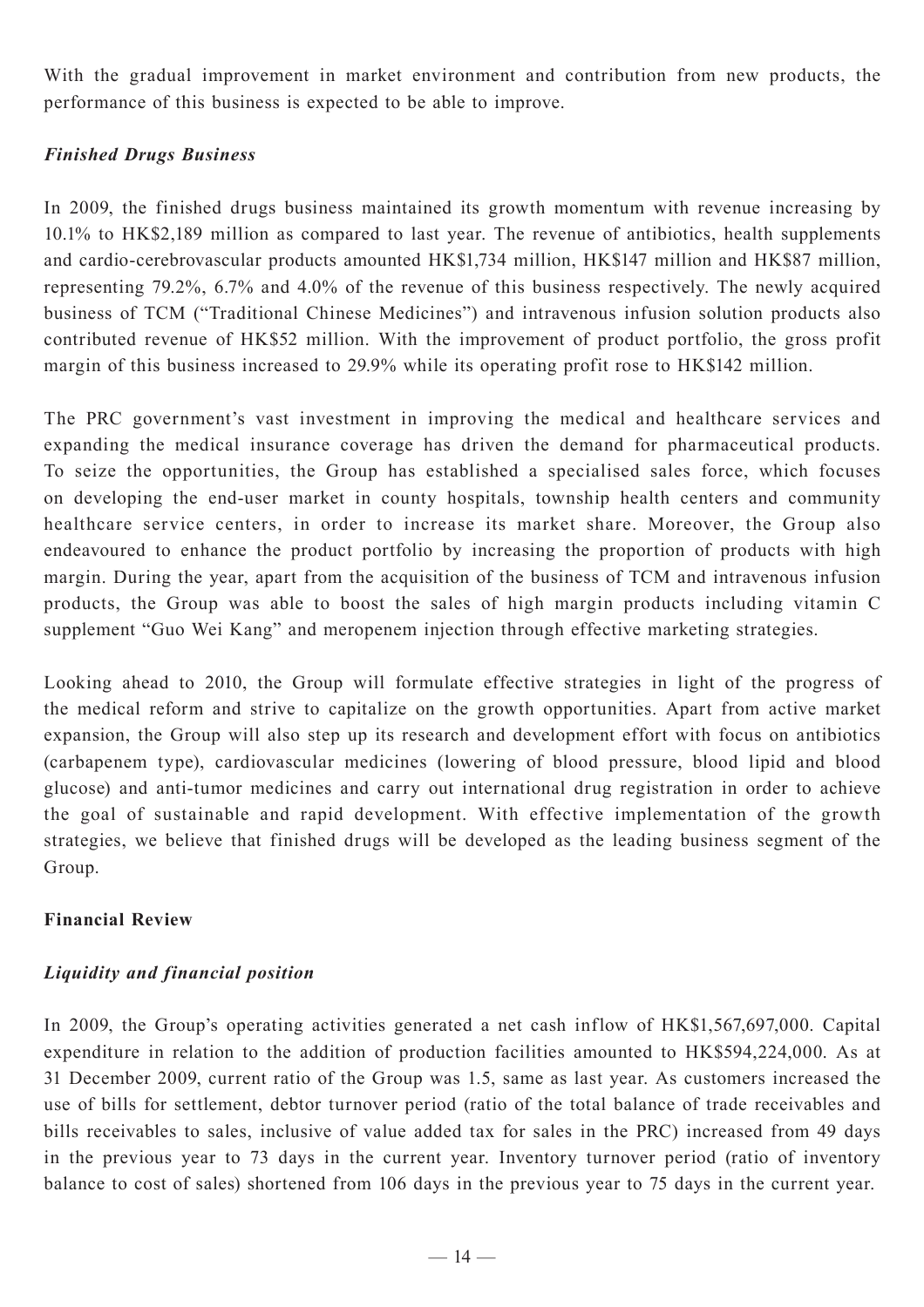With the gradual improvement in market environment and contribution from new products, the performance of this business is expected to be able to improve.

### *Finished Drugs Business*

In 2009, the finished drugs business maintained its growth momentum with revenue increasing by 10.1% to HK$2,189 million as compared to last year. The revenue of antibiotics, health supplements and cardio-cerebrovascular products amounted HK$1,734 million, HK$147 million and HK$87 million, representing 79.2%, 6.7% and 4.0% of the revenue of this business respectively. The newly acquired business of TCM ("Traditional Chinese Medicines") and intravenous infusion solution products also contributed revenue of HK$52 million. With the improvement of product portfolio, the gross profit margin of this business increased to 29.9% while its operating profit rose to HK$142 million.

The PRC government's vast investment in improving the medical and healthcare services and expanding the medical insurance coverage has driven the demand for pharmaceutical products. To seize the opportunities, the Group has established a specialised sales force, which focuses on developing the end-user market in county hospitals, township health centers and community healthcare service centers, in order to increase its market share. Moreover, the Group also endeavoured to enhance the product portfolio by increasing the proportion of products with high margin. During the year, apart from the acquisition of the business of TCM and intravenous infusion products, the Group was able to boost the sales of high margin products including vitamin C supplement "Guo Wei Kang" and meropenem injection through effective marketing strategies.

Looking ahead to 2010, the Group will formulate effective strategies in light of the progress of the medical reform and strive to capitalize on the growth opportunities. Apart from active market expansion, the Group will also step up its research and development effort with focus on antibiotics (carbapenem type), cardiovascular medicines (lowering of blood pressure, blood lipid and blood glucose) and anti-tumor medicines and carry out international drug registration in order to achieve the goal of sustainable and rapid development. With effective implementation of the growth strategies, we believe that finished drugs will be developed as the leading business segment of the Group.

## **Financial Review**

### *Liquidity and financial position*

In 2009, the Group's operating activities generated a net cash inflow of HK$1,567,697,000. Capital expenditure in relation to the addition of production facilities amounted to HK$594,224,000. As at 31 December 2009, current ratio of the Group was 1.5, same as last year. As customers increased the use of bills for settlement, debtor turnover period (ratio of the total balance of trade receivables and bills receivables to sales, inclusive of value added tax for sales in the PRC) increased from 49 days in the previous year to 73 days in the current year. Inventory turnover period (ratio of inventory balance to cost of sales) shortened from 106 days in the previous year to 75 days in the current year.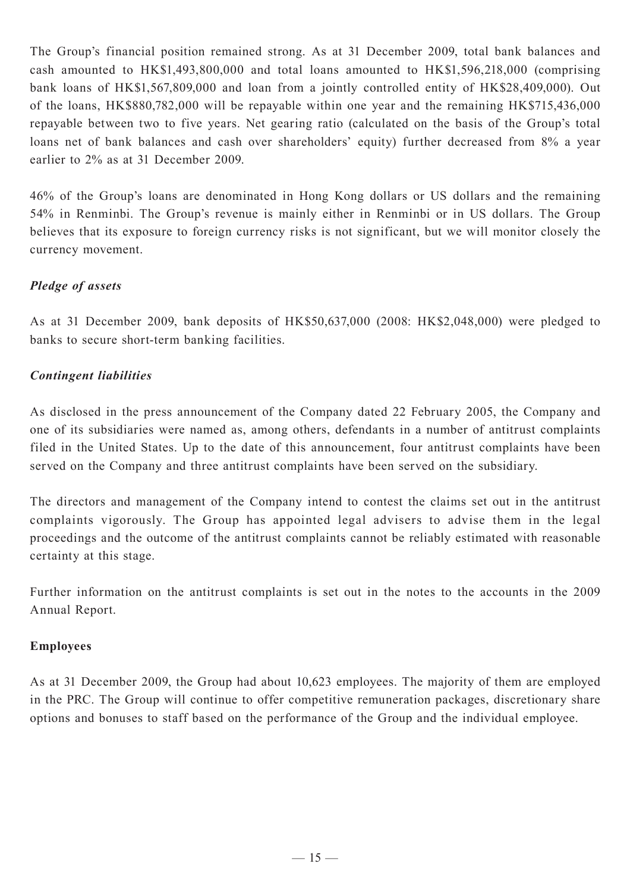The Group's financial position remained strong. As at 31 December 2009, total bank balances and cash amounted to HK$1,493,800,000 and total loans amounted to HK$1,596,218,000 (comprising bank loans of HK$1,567,809,000 and loan from a jointly controlled entity of HK$28,409,000). Out of the loans, HK$880,782,000 will be repayable within one year and the remaining HK$715,436,000 repayable between two to five years. Net gearing ratio (calculated on the basis of the Group's total loans net of bank balances and cash over shareholders' equity) further decreased from 8% a year earlier to 2% as at 31 December 2009.

46% of the Group's loans are denominated in Hong Kong dollars or US dollars and the remaining 54% in Renminbi. The Group's revenue is mainly either in Renminbi or in US dollars. The Group believes that its exposure to foreign currency risks is not significant, but we will monitor closely the currency movement.

***Pledge of assets***

As at 31 December 2009, bank deposits of HK$50,637,000 (2008: HK$2,048,000) were pledged to banks to secure short-term banking facilities.

***Contingent liabilities***

As disclosed in the press announcement of the Company dated 22 February 2005, the Company and one of its subsidiaries were named as, among others, defendants in a number of antitrust complaints filed in the United States. Up to the date of this announcement, four antitrust complaints have been served on the Company and three antitrust complaints have been served on the subsidiary.

The directors and management of the Company intend to contest the claims set out in the antitrust complaints vigorously. The Group has appointed legal advisers to advise them in the legal proceedings and the outcome of the antitrust complaints cannot be reliably estimated with reasonable certainty at this stage.

Further information on the antitrust complaints is set out in the notes to the accounts in the 2009 Annual Report.

**Employees**

As at 31 December 2009, the Group had about 10,623 employees. The majority of them are employed in the PRC. The Group will continue to offer competitive remuneration packages, discretionary share options and bonuses to staff based on the performance of the Group and the individual employee.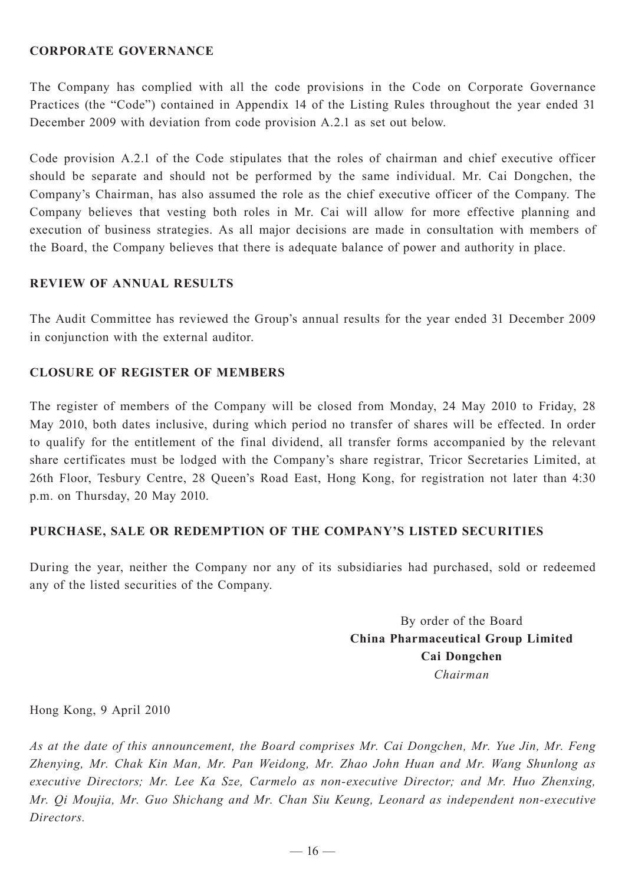## CORPORATE GOVERNANCE

The Company has complied with all the code provisions in the Code on Corporate Governance Practices (the "Code") contained in Appendix 14 of the Listing Rules throughout the year ended 31 December 2009 with deviation from code provision A.2.1 as set out below.

Code provision A.2.1 of the Code stipulates that the roles of chairman and chief executive officer should be separate and should not be performed by the same individual. Mr. Cai Dongchen, the Company's Chairman, has also assumed the role as the chief executive officer of the Company. The Company believes that vesting both roles in Mr. Cai will allow for more effective planning and execution of business strategies. As all major decisions are made in consultation with members of the Board, the Company believes that there is adequate balance of power and authority in place.

## REVIEW OF ANNUAL RESULTS

The Audit Committee has reviewed the Group's annual results for the year ended 31 December 2009 in conjunction with the external auditor.

## CLOSURE OF REGISTER OF MEMBERS

The register of members of the Company will be closed from Monday, 24 May 2010 to Friday, 28 May 2010, both dates inclusive, during which period no transfer of shares will be effected. In order to qualify for the entitlement of the final dividend, all transfer forms accompanied by the relevant share certificates must be lodged with the Company's share registrar, Tricor Secretaries Limited, at 26th Floor, Tesbury Centre, 28 Queen's Road East, Hong Kong, for registration not later than 4:30 p.m. on Thursday, 20 May 2010.

## PURCHASE, SALE OR REDEMPTION OF THE COMPANY'S LISTED SECURITIES

During the year, neither the Company nor any of its subsidiaries had purchased, sold or redeemed any of the listed securities of the Company.

By order of the Board
**China Pharmaceutical Group Limited**
**Cai Dongchen**
*Chairman*

Hong Kong, 9 April 2010

*As at the date of this announcement, the Board comprises Mr. Cai Dongchen, Mr. Yue Jin, Mr. Feng Zhenying, Mr. Chak Kin Man, Mr. Pan Weidong, Mr. Zhao John Huan and Mr. Wang Shunlong as executive Directors; Mr. Lee Ka Sze, Carmelo as non-executive Director; and Mr. Huo Zhenxing, Mr. Qi Moujia, Mr. Guo Shichang and Mr. Chan Siu Keung, Leonard as independent non-executive Directors.*